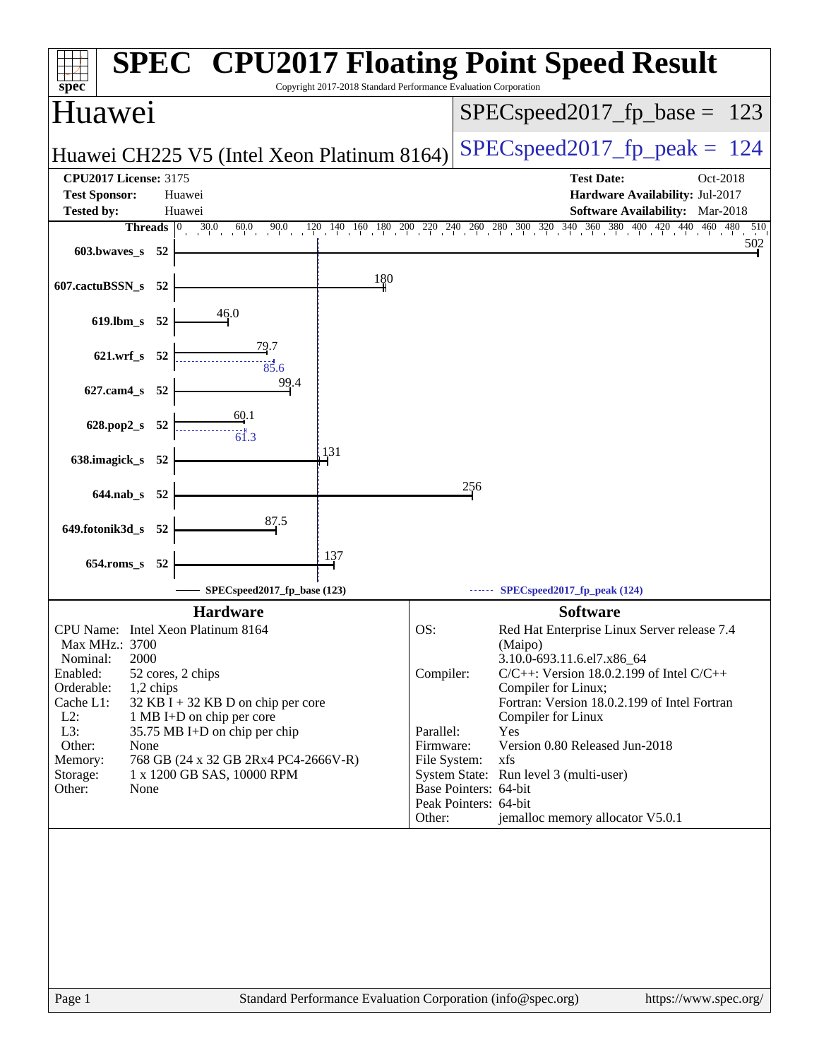# SPEC CPU2017 Floating Point Speed Result

Copyright 2017-2018 Standard Performance Evaluation Corporation

## Huawei

**Huawei CH225 V5 (Intel Xeon Platinum 8164)**

SPECspeed2017_fp_base = 123

SPECspeed2017_fp_peak = 124

**CPU2017 License:** 3175
**Test Sponsor:** Huawei
**Tested by:** Huawei

**Test Date:** Oct-2018
**Hardware Availability:** Jul-2017
**Software Availability:** Mar-2018

| Benchmark | Threads | Base | Peak |
|---|---|---|---|
| 603.bwaves_s | 52 | 502 | |
| 607.cactuBSSN_s | 52 | 180 | |
| 619.lbm_s | 52 | 46.0 | |
| 621.wrf_s | 52 | 79.7 | 85.6 |
| 627.cam4_s | 52 | 99.4 | |
| 628.pop2_s | 52 | 60.1 | 61.3 |
| 638.imagick_s | 52 | 131 | |
| 644.nab_s | 52 | 256 | |
| 649.fotonik3d_s | 52 | 87.5 | |
| 654.roms_s | 52 | 137 | |

SPECspeed2017_fp_base (123) ------ SPECspeed2017_fp_peak (124)

### Hardware

| | |
|---|---|
| CPU Name: | Intel Xeon Platinum 8164 |
| Max MHz.: | 3700 |
| Nominal: | 2000 |
| Enabled: | 52 cores, 2 chips |
| Orderable: | 1,2 chips |
| Cache L1: | 32 KB I + 32 KB D on chip per core |
| L2: | 1 MB I+D on chip per core |
| L3: | 35.75 MB I+D on chip per chip |
| Other: | None |
| Memory: | 768 GB (24 x 32 GB 2Rx4 PC4-2666V-R) |
| Storage: | 1 x 1200 GB SAS, 10000 RPM |
| Other: | None |

### Software

| | |
|---|---|
| OS: | Red Hat Enterprise Linux Server release 7.4 (Maipo) 3.10.0-693.11.6.el7.x86_64 |
| Compiler: | C/C++: Version 18.0.2.199 of Intel C/C++ Compiler for Linux; Fortran: Version 18.0.2.199 of Intel Fortran Compiler for Linux |
| Parallel: | Yes |
| Firmware: | Version 0.80 Released Jun-2018 |
| File System: | xfs |
| System State: | Run level 3 (multi-user) |
| Base Pointers: | 64-bit |
| Peak Pointers: | 64-bit |
| Other: | jemalloc memory allocator V5.0.1 |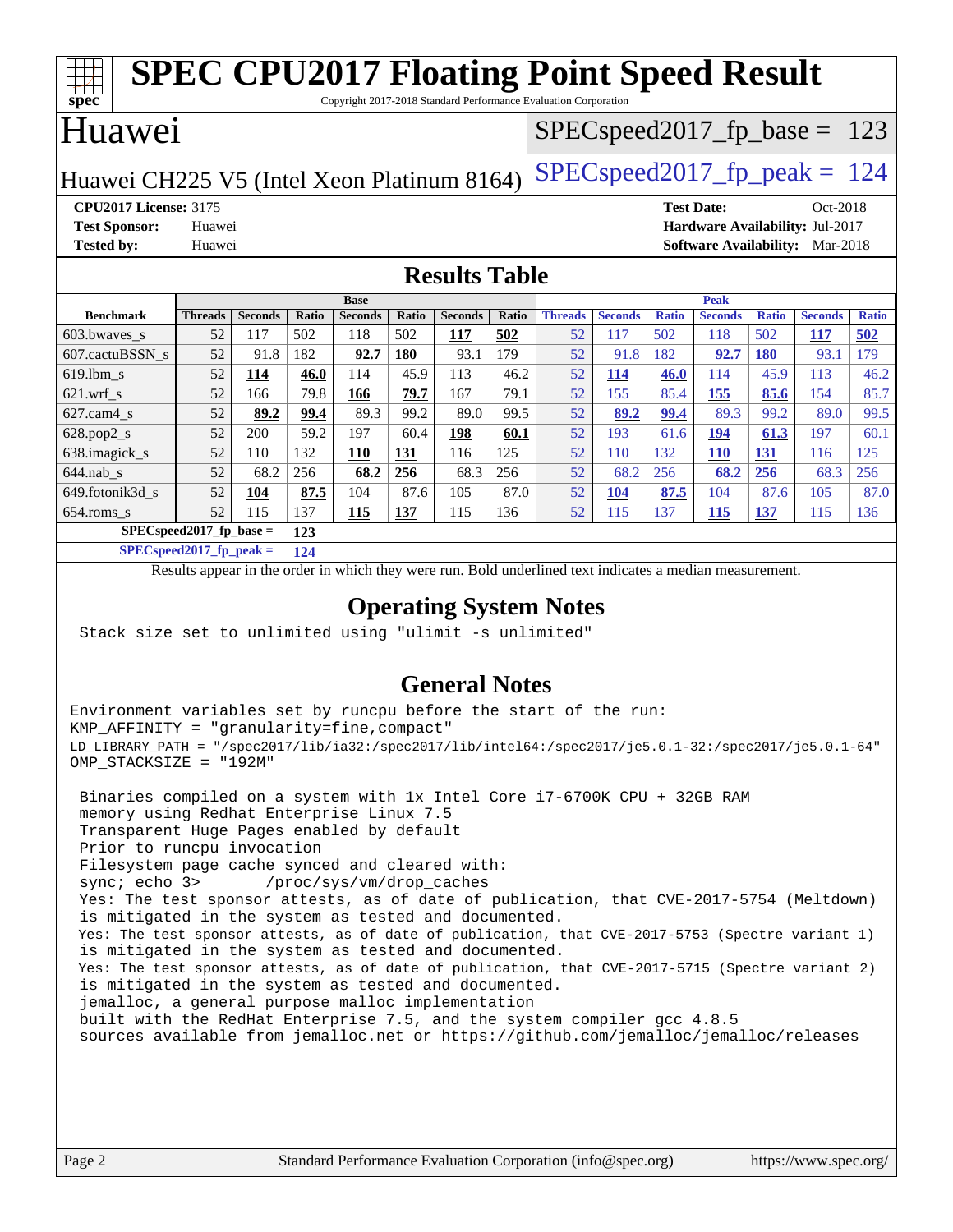# SPEC CPU2017 Floating Point Speed Result

Copyright 2017-2018 Standard Performance Evaluation Corporation

# Huawei

Huawei CH225 V5 (Intel Xeon Platinum 8164)

SPECspeed2017_fp_base = 123

SPECspeed2017_fp_peak = 124

**CPU2017 License:** 3175
**Test Sponsor:** Huawei
**Tested by:** Huawei

**Test Date:** Oct-2018
**Hardware Availability:** Jul-2017
**Software Availability:** Mar-2018

## Results Table

| Benchmark | Base | | | | | | | Peak | | | | | | |
|---|---|---|---|---|---|---|---|---|---|---|---|---|---|---|
| | Threads | Seconds | Ratio | Seconds | Ratio | Seconds | Ratio | Threads | Seconds | Ratio | Seconds | Ratio | Seconds | Ratio |
| 603.bwaves_s | 52 | 117 | 502 | 118 | 502 | **117** | **502** | 52 | 117 | 502 | 118 | 502 | **117** | **502** |
| 607.cactuBSSN_s | 52 | 91.8 | 182 | **92.7** | **180** | 93.1 | 179 | 52 | 91.8 | 182 | **92.7** | **180** | 93.1 | 179 |
| 619.lbm_s | 52 | **114** | **46.0** | 114 | 45.9 | 113 | 46.2 | 52 | **114** | **46.0** | 114 | 45.9 | 113 | 46.2 |
| 621.wrf_s | 52 | 166 | 79.8 | **166** | **79.7** | 167 | 79.1 | 52 | 155 | 85.4 | **155** | **85.6** | 154 | 85.7 |
| 627.cam4_s | 52 | **89.2** | **99.4** | 89.3 | 99.2 | 89.0 | 99.5 | 52 | **89.2** | **99.4** | 89.3 | 99.2 | 89.0 | 99.5 |
| 628.pop2_s | 52 | 200 | 59.2 | 197 | 60.4 | **198** | **60.1** | 52 | 193 | 61.6 | **194** | **61.3** | 197 | 60.1 |
| 638.imagick_s | 52 | 110 | 132 | **110** | **131** | 116 | 125 | 52 | 110 | 132 | **110** | **131** | 116 | 125 |
| 644.nab_s | 52 | 68.2 | 256 | **68.2** | **256** | 68.3 | 256 | 52 | 68.2 | 256 | **68.2** | **256** | 68.3 | 256 |
| 649.fotonik3d_s | 52 | **104** | **87.5** | 104 | 87.6 | 105 | 87.0 | 52 | **104** | **87.5** | 104 | 87.6 | 105 | 87.0 |
| 654.roms_s | 52 | 115 | 137 | **115** | **137** | 115 | 136 | 52 | 115 | 137 | **115** | **137** | 115 | 136 |

**SPECspeed2017_fp_base = 123**

**SPECspeed2017_fp_peak = 124**

Results appear in the order in which they were run. Bold underlined text indicates a median measurement.

## Operating System Notes

```
Stack size set to unlimited using "ulimit -s unlimited"
```

## General Notes

```
Environment variables set by runcpu before the start of the run:
KMP_AFFINITY = "granularity=fine,compact"
LD_LIBRARY_PATH = "/spec2017/lib/ia32:/spec2017/lib/intel64:/spec2017/je5.0.1-32:/spec2017/je5.0.1-64"
OMP_STACKSIZE = "192M"

 Binaries compiled on a system with 1x Intel Core i7-6700K CPU + 32GB RAM
 memory using Redhat Enterprise Linux 7.5
 Transparent Huge Pages enabled by default
 Prior to runcpu invocation
 Filesystem page cache synced and cleared with:
 sync; echo 3>       /proc/sys/vm/drop_caches
 Yes: The test sponsor attests, as of date of publication, that CVE-2017-5754 (Meltdown)
 is mitigated in the system as tested and documented.
 Yes: The test sponsor attests, as of date of publication, that CVE-2017-5753 (Spectre variant 1)
 is mitigated in the system as tested and documented.
 Yes: The test sponsor attests, as of date of publication, that CVE-2017-5715 (Spectre variant 2)
 is mitigated in the system as tested and documented.
 jemalloc, a general purpose malloc implementation
 built with the RedHat Enterprise 7.5, and the system compiler gcc 4.8.5
 sources available from jemalloc.net or https://github.com/jemalloc/jemalloc/releases
```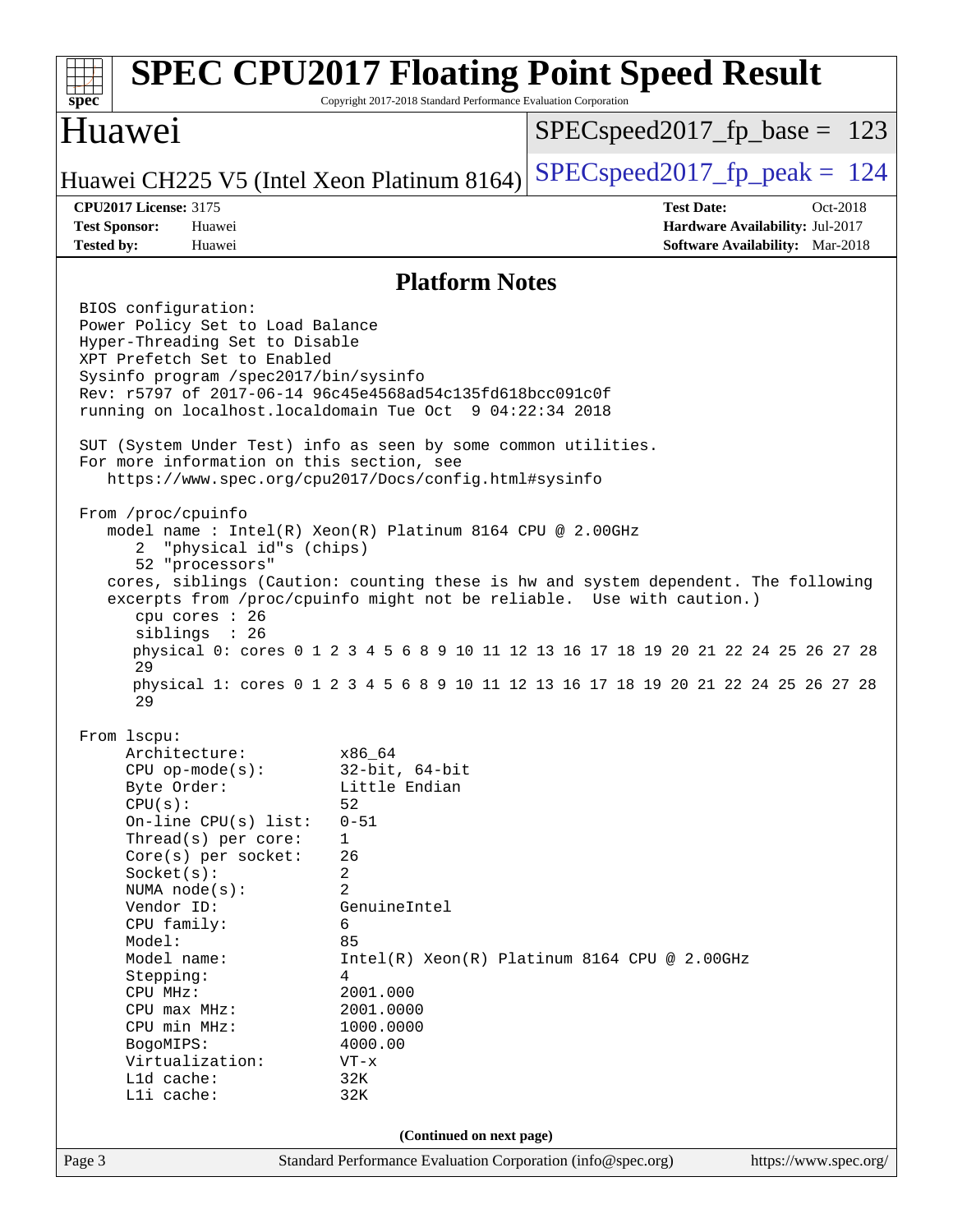## Platform Notes

```
BIOS configuration:
Power Policy Set to Load Balance
Hyper-Threading Set to Disable
XPT Prefetch Set to Enabled
Sysinfo program /spec2017/bin/sysinfo
Rev: r5797 of 2017-06-14 96c45e4568ad54c135fd618bcc091c0f
running on localhost.localdomain Tue Oct  9 04:22:34 2018

SUT (System Under Test) info as seen by some common utilities.
For more information on this section, see
   https://www.spec.org/cpu2017/Docs/config.html#sysinfo

From /proc/cpuinfo
   model name : Intel(R) Xeon(R) Platinum 8164 CPU @ 2.00GHz
      2  "physical id"s (chips)
      52 "processors"
   cores, siblings (Caution: counting these is hw and system dependent. The following
   excerpts from /proc/cpuinfo might not be reliable.  Use with caution.)
      cpu cores : 26
      siblings  : 26
      physical 0: cores 0 1 2 3 4 5 6 8 9 10 11 12 13 16 17 18 19 20 21 22 24 25 26 27 28
      29
      physical 1: cores 0 1 2 3 4 5 6 8 9 10 11 12 13 16 17 18 19 20 21 22 24 25 26 27 28
      29

From lscpu:
     Architecture:          x86_64
     CPU op-mode(s):        32-bit, 64-bit
     Byte Order:            Little Endian
     CPU(s):                52
     On-line CPU(s) list:   0-51
     Thread(s) per core:    1
     Core(s) per socket:    26
     Socket(s):             2
     NUMA node(s):          2
     Vendor ID:             GenuineIntel
     CPU family:            6
     Model:                 85
     Model name:            Intel(R) Xeon(R) Platinum 8164 CPU @ 2.00GHz
     Stepping:              4
     CPU MHz:               2001.000
     CPU max MHz:           2001.0000
     CPU min MHz:           1000.0000
     BogoMIPS:              4000.00
     Virtualization:        VT-x
     L1d cache:             32K
     L1i cache:             32K
```

(Continued on next page)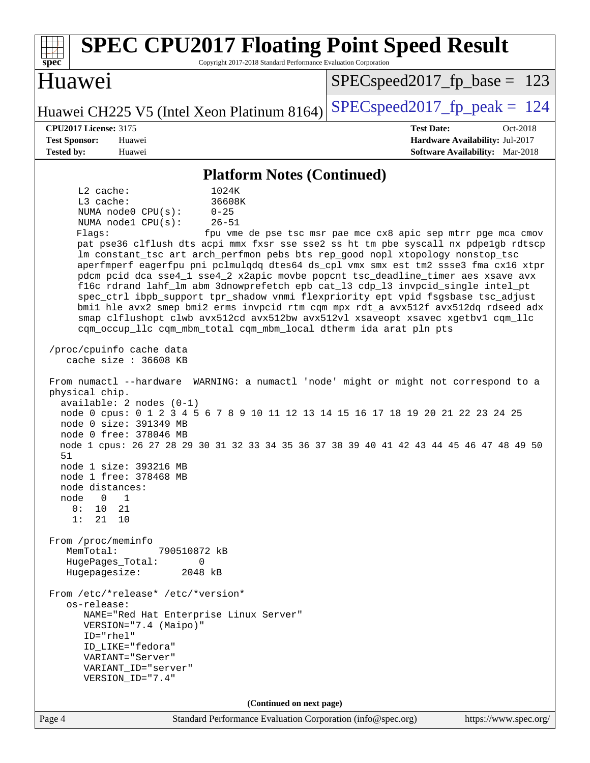## Platform Notes (Continued)

```
     L2 cache:              1024K
     L3 cache:              36608K
     NUMA node0 CPU(s):     0-25
     NUMA node1 CPU(s):     26-51
     Flags:                 fpu vme de pse tsc msr pae mce cx8 apic sep mtrr pge mca cmov
     pat pse36 clflush dts acpi mmx fxsr sse sse2 ss ht tm pbe syscall nx pdpe1gb rdtscp
     lm constant_tsc art arch_perfmon pebs bts rep_good nopl xtopology nonstop_tsc
     aperfmperf eagerfpu pni pclmulqdq dtes64 ds_cpl vmx smx est tm2 ssse3 fma cx16 xtpr
     pdcm pcid dca sse4_1 sse4_2 x2apic movbe popcnt tsc_deadline_timer aes xsave avx
     f16c rdrand lahf_lm abm 3dnowprefetch epb cat_l3 cdp_l3 invpcid_single intel_pt
     spec_ctrl ibpb_support tpr_shadow vnmi flexpriority ept vpid fsgsbase tsc_adjust
     bmi1 hle avx2 smep bmi2 erms invpcid rtm cqm mpx rdt_a avx512f avx512dq rdseed adx
     smap clflushopt clwb avx512cd avx512bw avx512vl xsaveopt xsavec xgetbv1 cqm_llc
     cqm_occup_llc cqm_mbm_total cqm_mbm_local dtherm ida arat pln pts

 /proc/cpuinfo cache data
    cache size : 36608 KB

 From numactl --hardware  WARNING: a numactl 'node' might or might not correspond to a
 physical chip.
   available: 2 nodes (0-1)
   node 0 cpus: 0 1 2 3 4 5 6 7 8 9 10 11 12 13 14 15 16 17 18 19 20 21 22 23 24 25
   node 0 size: 391349 MB
   node 0 free: 378046 MB
   node 1 cpus: 26 27 28 29 30 31 32 33 34 35 36 37 38 39 40 41 42 43 44 45 46 47 48 49 50
   51
   node 1 size: 393216 MB
   node 1 free: 378468 MB
   node distances:
   node   0   1
     0:  10  21
     1:  21  10

 From /proc/meminfo
    MemTotal:       790510872 kB
    HugePages_Total:       0
    Hugepagesize:       2048 kB

 From /etc/*release* /etc/*version*
    os-release:
       NAME="Red Hat Enterprise Linux Server"
       VERSION="7.4 (Maipo)"
       ID="rhel"
       ID_LIKE="fedora"
       VARIANT="Server"
       VARIANT_ID="server"
       VERSION_ID="7.4"
```

**(Continued on next page)**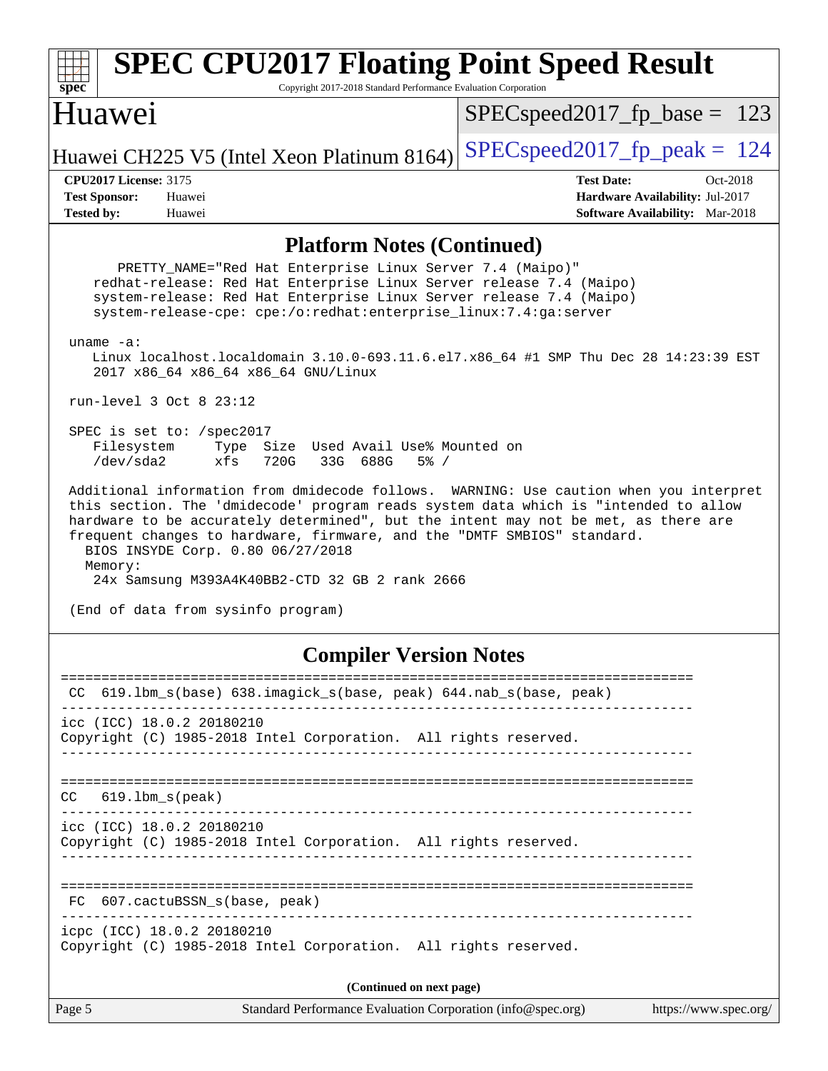## Platform Notes (Continued)

```
      PRETTY_NAME="Red Hat Enterprise Linux Server 7.4 (Maipo)"
    redhat-release: Red Hat Enterprise Linux Server release 7.4 (Maipo)
    system-release: Red Hat Enterprise Linux Server release 7.4 (Maipo)
    system-release-cpe: cpe:/o:redhat:enterprise_linux:7.4:ga:server

 uname -a:
    Linux localhost.localdomain 3.10.0-693.11.6.el7.x86_64 #1 SMP Thu Dec 28 14:23:39 EST
    2017 x86_64 x86_64 x86_64 GNU/Linux

 run-level 3 Oct 8 23:12

 SPEC is set to: /spec2017
    Filesystem     Type  Size  Used Avail Use% Mounted on
    /dev/sda2      xfs   720G   33G  688G   5% /

 Additional information from dmidecode follows.  WARNING: Use caution when you interpret
 this section. The 'dmidecode' program reads system data which is "intended to allow
 hardware to be accurately determined", but the intent may not be met, as there are
 frequent changes to hardware, firmware, and the "DMTF SMBIOS" standard.
   BIOS INSYDE Corp. 0.80 06/27/2018
   Memory:
    24x Samsung M393A4K40BB2-CTD 32 GB 2 rank 2666

 (End of data from sysinfo program)
```

## Compiler Version Notes

```
==============================================================================
 CC  619.lbm_s(base) 638.imagick_s(base, peak) 644.nab_s(base, peak)
------------------------------------------------------------------------------
icc (ICC) 18.0.2 20180210
Copyright (C) 1985-2018 Intel Corporation.  All rights reserved.
------------------------------------------------------------------------------

==============================================================================
CC   619.lbm_s(peak)
------------------------------------------------------------------------------
icc (ICC) 18.0.2 20180210
Copyright (C) 1985-2018 Intel Corporation.  All rights reserved.
------------------------------------------------------------------------------

==============================================================================
 FC  607.cactuBSSN_s(base, peak)
------------------------------------------------------------------------------
icpc (ICC) 18.0.2 20180210
Copyright (C) 1985-2018 Intel Corporation.  All rights reserved.
```

(Continued on next page)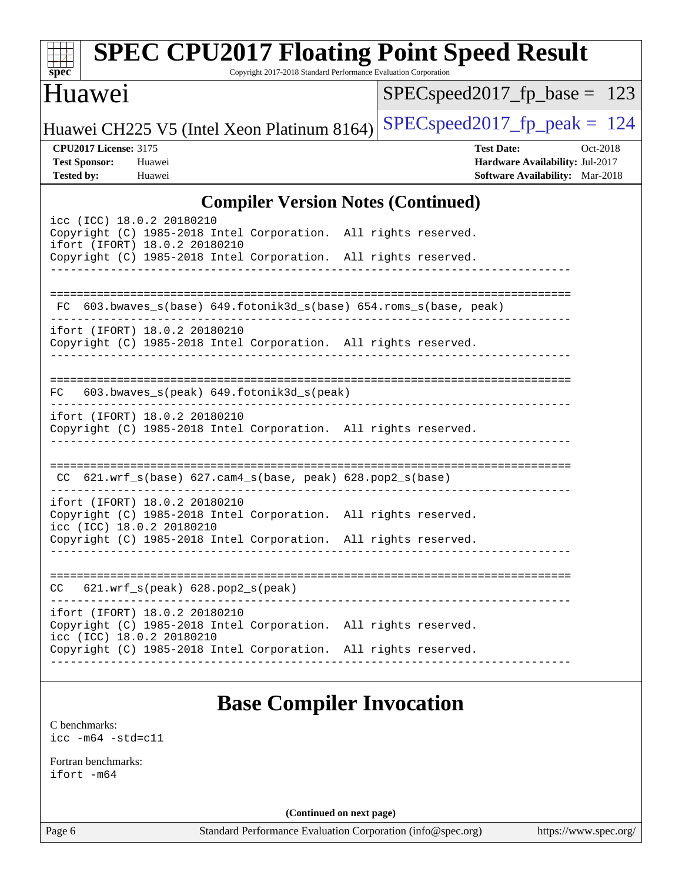## Compiler Version Notes (Continued)

```
icc (ICC) 18.0.2 20180210
Copyright (C) 1985-2018 Intel Corporation.  All rights reserved.
ifort (IFORT) 18.0.2 20180210
Copyright (C) 1985-2018 Intel Corporation.  All rights reserved.
------------------------------------------------------------------------------

==============================================================================
 FC  603.bwaves_s(base) 649.fotonik3d_s(base) 654.roms_s(base, peak)
------------------------------------------------------------------------------
ifort (IFORT) 18.0.2 20180210
Copyright (C) 1985-2018 Intel Corporation.  All rights reserved.
------------------------------------------------------------------------------

==============================================================================
 FC   603.bwaves_s(peak) 649.fotonik3d_s(peak)
------------------------------------------------------------------------------
ifort (IFORT) 18.0.2 20180210
Copyright (C) 1985-2018 Intel Corporation.  All rights reserved.
------------------------------------------------------------------------------

==============================================================================
 CC  621.wrf_s(base) 627.cam4_s(base, peak) 628.pop2_s(base)
------------------------------------------------------------------------------
ifort (IFORT) 18.0.2 20180210
Copyright (C) 1985-2018 Intel Corporation.  All rights reserved.
icc (ICC) 18.0.2 20180210
Copyright (C) 1985-2018 Intel Corporation.  All rights reserved.
------------------------------------------------------------------------------

==============================================================================
 CC   621.wrf_s(peak) 628.pop2_s(peak)
------------------------------------------------------------------------------
ifort (IFORT) 18.0.2 20180210
Copyright (C) 1985-2018 Intel Corporation.  All rights reserved.
icc (ICC) 18.0.2 20180210
Copyright (C) 1985-2018 Intel Corporation.  All rights reserved.
------------------------------------------------------------------------------
```

## Base Compiler Invocation

C benchmarks:
`icc -m64 -std=c11`

Fortran benchmarks:
`ifort -m64`

**(Continued on next page)**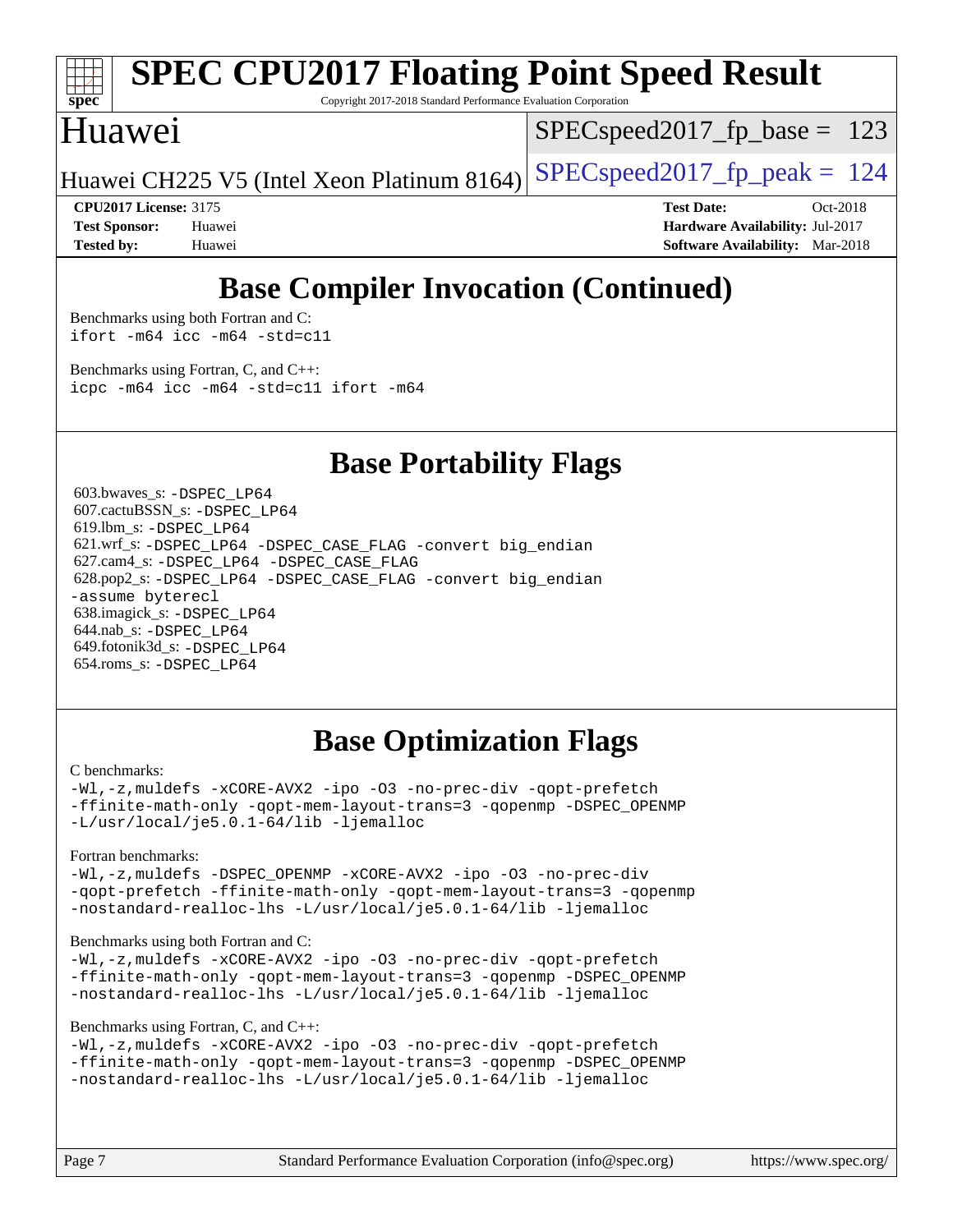## Base Compiler Invocation (Continued)

Benchmarks using both Fortran and C:
```
ifort -m64 icc -m64 -std=c11
```

Benchmarks using Fortran, C, and C++:
```
icpc -m64 icc -m64 -std=c11 ifort -m64
```

## Base Portability Flags

603.bwaves_s: `-DSPEC_LP64`
607.cactuBSSN_s: `-DSPEC_LP64`
619.lbm_s: `-DSPEC_LP64`
621.wrf_s: `-DSPEC_LP64 -DSPEC_CASE_FLAG -convert big_endian`
627.cam4_s: `-DSPEC_LP64 -DSPEC_CASE_FLAG`
628.pop2_s: `-DSPEC_LP64 -DSPEC_CASE_FLAG -convert big_endian -assume byterecl`
638.imagick_s: `-DSPEC_LP64`
644.nab_s: `-DSPEC_LP64`
649.fotonik3d_s: `-DSPEC_LP64`
654.roms_s: `-DSPEC_LP64`

## Base Optimization Flags

C benchmarks:
```
-Wl,-z,muldefs -xCORE-AVX2 -ipo -O3 -no-prec-div -qopt-prefetch
-ffinite-math-only -qopt-mem-layout-trans=3 -qopenmp -DSPEC_OPENMP
-L/usr/local/je5.0.1-64/lib -ljemalloc
```

Fortran benchmarks:
```
-Wl,-z,muldefs -DSPEC_OPENMP -xCORE-AVX2 -ipo -O3 -no-prec-div
-qopt-prefetch -ffinite-math-only -qopt-mem-layout-trans=3 -qopenmp
-nostandard-realloc-lhs -L/usr/local/je5.0.1-64/lib -ljemalloc
```

Benchmarks using both Fortran and C:
```
-Wl,-z,muldefs -xCORE-AVX2 -ipo -O3 -no-prec-div -qopt-prefetch
-ffinite-math-only -qopt-mem-layout-trans=3 -qopenmp -DSPEC_OPENMP
-nostandard-realloc-lhs -L/usr/local/je5.0.1-64/lib -ljemalloc
```

Benchmarks using Fortran, C, and C++:
```
-Wl,-z,muldefs -xCORE-AVX2 -ipo -O3 -no-prec-div -qopt-prefetch
-ffinite-math-only -qopt-mem-layout-trans=3 -qopenmp -DSPEC_OPENMP
-nostandard-realloc-lhs -L/usr/local/je5.0.1-64/lib -ljemalloc
```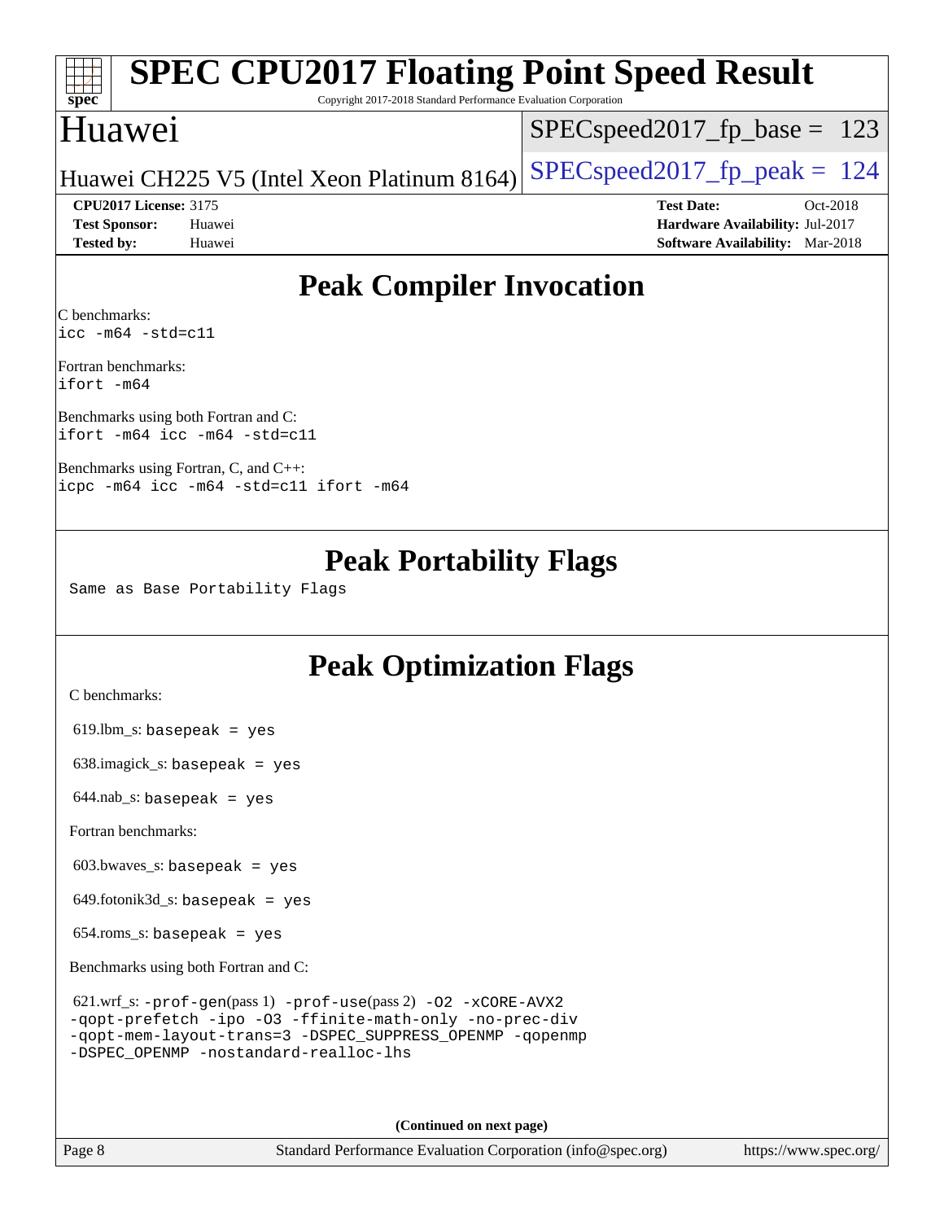# SPEC CPU2017 Floating Point Speed Result

Copyright 2017-2018 Standard Performance Evaluation Corporation

## Huawei

Huawei CH225 V5 (Intel Xeon Platinum 8164)

SPECspeed2017_fp_base = 123

SPECspeed2017_fp_peak = 124

**CPU2017 License:** 3175
**Test Sponsor:** Huawei
**Tested by:** Huawei

**Test Date:** Oct-2018
**Hardware Availability:** Jul-2017
**Software Availability:** Mar-2018

## Peak Compiler Invocation

C benchmarks:
```
icc -m64 -std=c11
```

Fortran benchmarks:
```
ifort -m64
```

Benchmarks using both Fortran and C:
```
ifort -m64 icc -m64 -std=c11
```

Benchmarks using Fortran, C, and C++:
```
icpc -m64 icc -m64 -std=c11 ifort -m64
```

## Peak Portability Flags

Same as Base Portability Flags

## Peak Optimization Flags

C benchmarks:

619.lbm_s: basepeak = yes

638.imagick_s: basepeak = yes

644.nab_s: basepeak = yes

Fortran benchmarks:

603.bwaves_s: basepeak = yes

649.fotonik3d_s: basepeak = yes

654.roms_s: basepeak = yes

Benchmarks using both Fortran and C:

621.wrf_s: -prof-gen(pass 1) -prof-use(pass 2) -O2 -xCORE-AVX2 -qopt-prefetch -ipo -O3 -ffinite-math-only -no-prec-div -qopt-mem-layout-trans=3 -DSPEC_SUPPRESS_OPENMP -qopenmp -DSPEC_OPENMP -nostandard-realloc-lhs

**(Continued on next page)**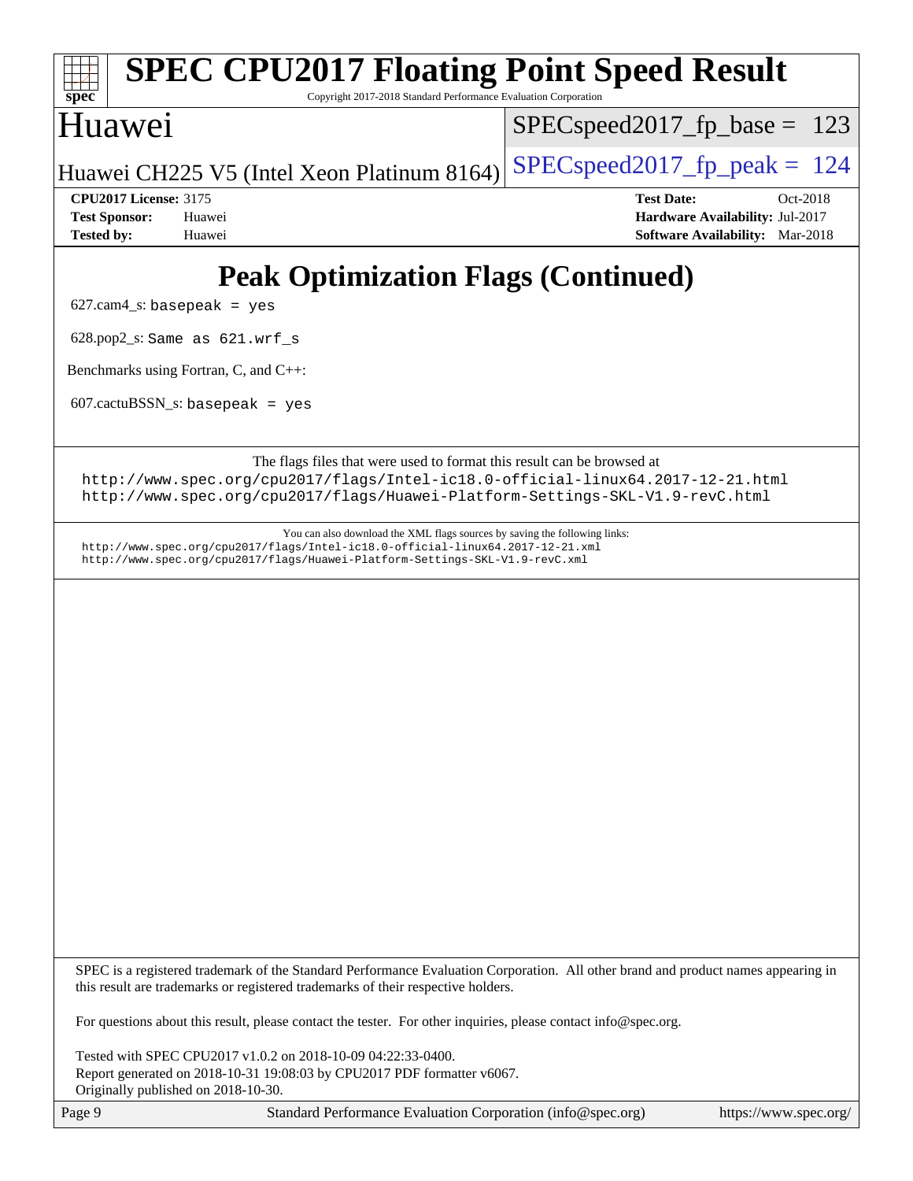# Peak Optimization Flags (Continued)

627.cam4_s: basepeak = yes

628.pop2_s: Same as 621.wrf_s

Benchmarks using Fortran, C, and C++:

607.cactuBSSN_s: basepeak = yes

The flags files that were used to format this result can be browsed at
http://www.spec.org/cpu2017/flags/Intel-ic18.0-official-linux64.2017-12-21.html
http://www.spec.org/cpu2017/flags/Huawei-Platform-Settings-SKL-V1.9-revC.html

You can also download the XML flags sources by saving the following links:
http://www.spec.org/cpu2017/flags/Intel-ic18.0-official-linux64.2017-12-21.xml
http://www.spec.org/cpu2017/flags/Huawei-Platform-Settings-SKL-V1.9-revC.xml

SPEC is a registered trademark of the Standard Performance Evaluation Corporation. All other brand and product names appearing in this result are trademarks or registered trademarks of their respective holders.

For questions about this result, please contact the tester. For other inquiries, please contact info@spec.org.

Tested with SPEC CPU2017 v1.0.2 on 2018-10-09 04:22:33-0400.
Report generated on 2018-10-31 19:08:03 by CPU2017 PDF formatter v6067.
Originally published on 2018-10-30.